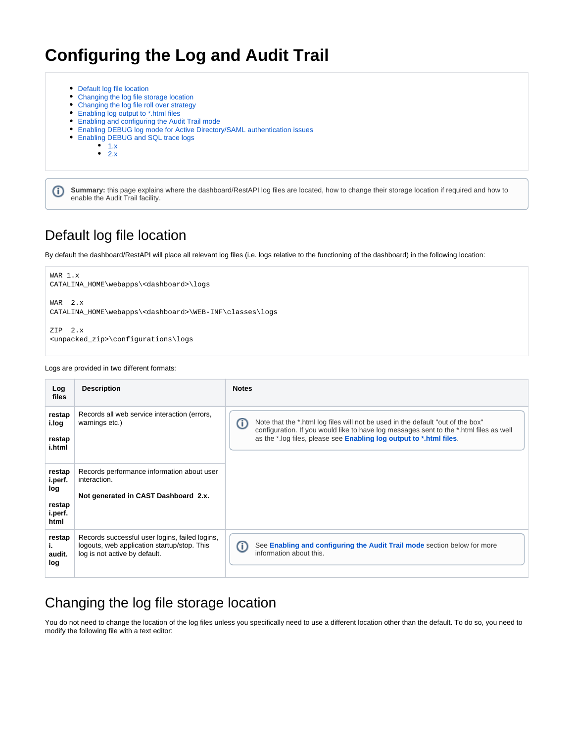# Configuring the Log and Audit Trail

- Default log file location
- Changing the log file storage location
- Changing the log file roll over strategy
- Enabling log output to *.html files
- Enabling and configuring the Audit Trail mode
- Enabling DEBUG log mode for Active Directory/SAML authentication issues
- Enabling DEBUG and SQL trace logs
  - 1.x
  - 2.x

**Summary:** this page explains where the dashboard/RestAPI log files are located, how to change their storage location if required and how to enable the Audit Trail facility.

## Default log file location

By default the dashboard/RestAPI will place all relevant log files (i.e. logs relative to the functioning of the dashboard) in the following location:

```
WAR 1.x
CATALINA_HOME\webapps\<dashboard>\logs

WAR  2.x
CATALINA_HOME\webapps\<dashboard>\WEB-INF\classes\logs

ZIP  2.x
<unpacked_zip>\configurations\logs
```

Logs are provided in two different formats:

| Log files | Description | Notes |
|---|---|---|
| **restapi.log**<br><br>**restapi.html** | Records all web service interaction (errors, warnings etc.) | Note that the *.html log files will not be used in the default "out of the box" configuration. If you would like to have log messages sent to the *.html files as well as the *.log files, please see **Enabling log output to *.html files**. |
| **restapi.perf.log**<br><br>**restapi.perf.html** | Records performance information about user interaction.<br><br>**Not generated in CAST Dashboard 2.x.** | |
| **restapi.audit.log** | Records successful user logins, failed logins, logouts, web application startup/stop. This log is not active by default. | See **Enabling and configuring the Audit Trail mode** section below for more information about this. |

## Changing the log file storage location

You do not need to change the location of the log files unless you specifically need to use a different location other than the default. To do so, you need to modify the following file with a text editor: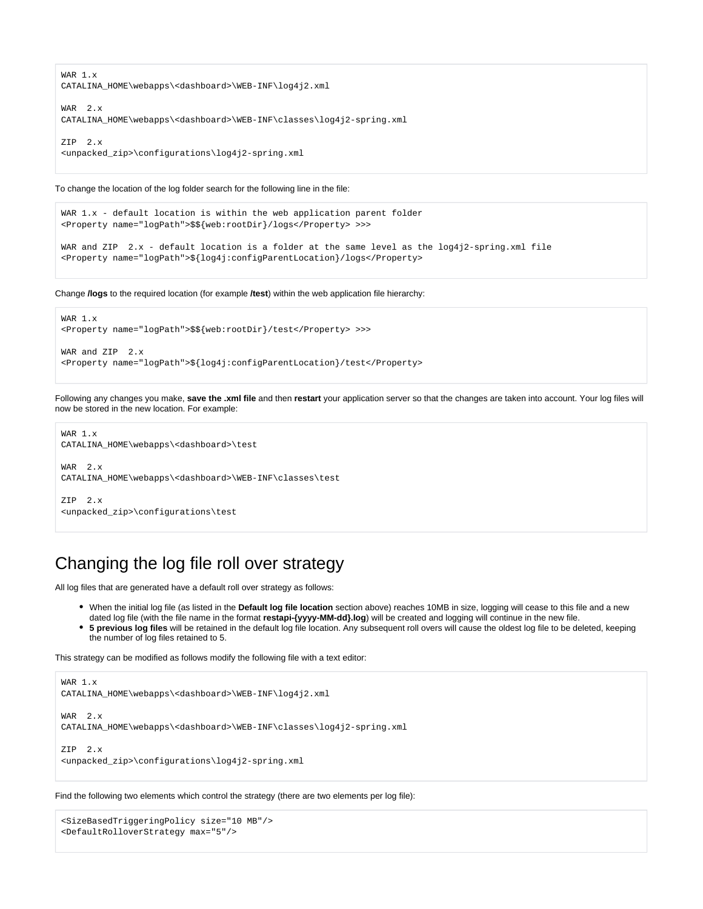```
WAR 1.x
CATALINA_HOME\webapps\<dashboard>\WEB-INF\log4j2.xml

WAR  2.x
CATALINA_HOME\webapps\<dashboard>\WEB-INF\classes\log4j2-spring.xml

ZIP  2.x
<unpacked_zip>\configurations\log4j2-spring.xml
```

To change the location of the log folder search for the following line in the file:

```
WAR 1.x - default location is within the web application parent folder
<Property name="logPath">$${web:rootDir}/logs</Property> >>>

WAR and ZIP  2.x - default location is a folder at the same level as the log4j2-spring.xml file
<Property name="logPath">${log4j:configParentLocation}/logs</Property>
```

Change **/logs** to the required location (for example **/test**) within the web application file hierarchy:

```
WAR 1.x
<Property name="logPath">$${web:rootDir}/test</Property> >>>

WAR and ZIP  2.x
<Property name="logPath">${log4j:configParentLocation}/test</Property>
```

Following any changes you make, **save the .xml file** and then **restart** your application server so that the changes are taken into account. Your log files will now be stored in the new location. For example:

```
WAR 1.x
CATALINA_HOME\webapps\<dashboard>\test

WAR  2.x
CATALINA_HOME\webapps\<dashboard>\WEB-INF\classes\test

ZIP  2.x
<unpacked_zip>\configurations\test
```

## Changing the log file roll over strategy

All log files that are generated have a default roll over strategy as follows:

- When the initial log file (as listed in the **Default log file location** section above) reaches 10MB in size, logging will cease to this file and a new dated log file (with the file name in the format **restapi-{yyyy-MM-dd}.log**) will be created and logging will continue in the new file.
- **5 previous log files** will be retained in the default log file location. Any subsequent roll overs will cause the oldest log file to be deleted, keeping the number of log files retained to 5.

This strategy can be modified as follows modify the following file with a text editor:

```
WAR 1.x
CATALINA_HOME\webapps\<dashboard>\WEB-INF\log4j2.xml

WAR  2.x
CATALINA_HOME\webapps\<dashboard>\WEB-INF\classes\log4j2-spring.xml

ZIP  2.x
<unpacked_zip>\configurations\log4j2-spring.xml
```

Find the following two elements which control the strategy (there are two elements per log file):

```
<SizeBasedTriggeringPolicy size="10 MB"/>
<DefaultRolloverStrategy max="5"/>
```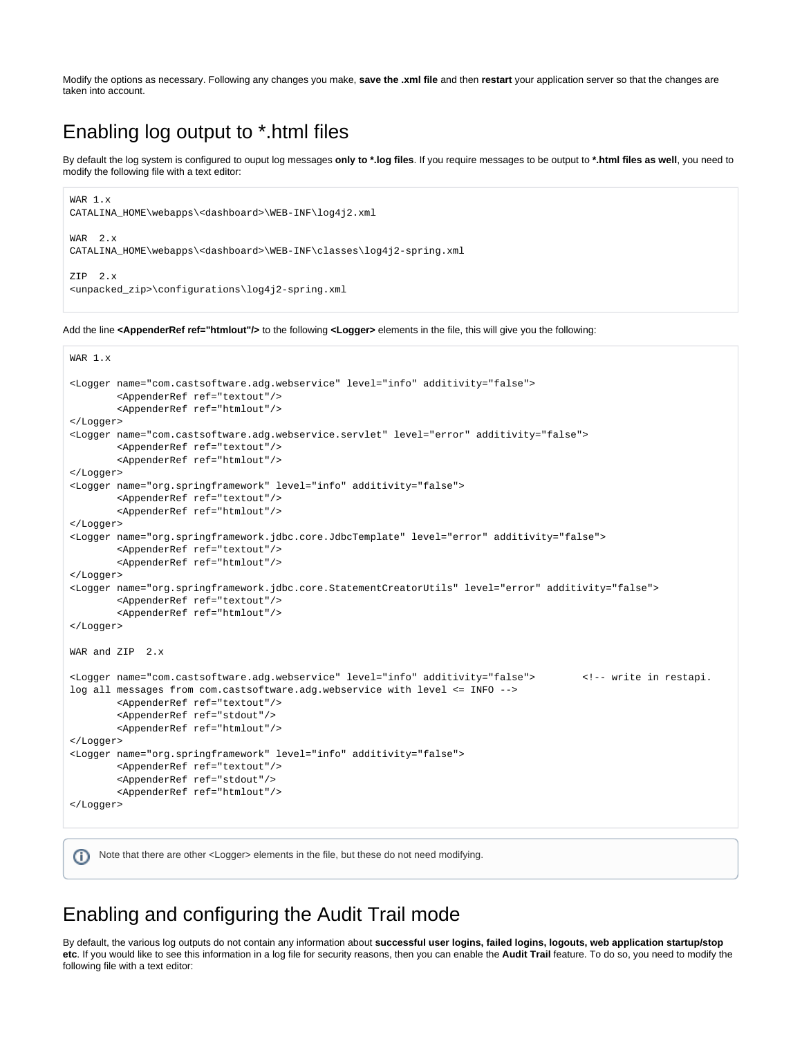Modify the options as necessary. Following any changes you make, **save the .xml file** and then **restart** your application server so that the changes are taken into account.

# Enabling log output to *.html files

By default the log system is configured to ouput log messages **only to *.log files**. If you require messages to be output to ***.html files as well**, you need to modify the following file with a text editor:

```
WAR 1.x
CATALINA_HOME\webapps\<dashboard>\WEB-INF\log4j2.xml

WAR  2.x
CATALINA_HOME\webapps\<dashboard>\WEB-INF\classes\log4j2-spring.xml

ZIP  2.x
<unpacked_zip>\configurations\log4j2-spring.xml
```

Add the line **<AppenderRef ref="htmlout"/>** to the following **<Logger>** elements in the file, this will give you the following:

```
WAR 1.x

<Logger name="com.castsoftware.adg.webservice" level="info" additivity="false">
        <AppenderRef ref="textout"/>
        <AppenderRef ref="htmlout"/>
</Logger>
<Logger name="com.castsoftware.adg.webservice.servlet" level="error" additivity="false">
        <AppenderRef ref="textout"/>
        <AppenderRef ref="htmlout"/>
</Logger>
<Logger name="org.springframework" level="info" additivity="false">
        <AppenderRef ref="textout"/>
        <AppenderRef ref="htmlout"/>
</Logger>
<Logger name="org.springframework.jdbc.core.JdbcTemplate" level="error" additivity="false">
        <AppenderRef ref="textout"/>
        <AppenderRef ref="htmlout"/>
</Logger>
<Logger name="org.springframework.jdbc.core.StatementCreatorUtils" level="error" additivity="false">
        <AppenderRef ref="textout"/>
        <AppenderRef ref="htmlout"/>
</Logger>

WAR and ZIP  2.x

<Logger name="com.castsoftware.adg.webservice" level="info" additivity="false">        <!-- write in restapi.
log all messages from com.castsoftware.adg.webservice with level <= INFO -->
        <AppenderRef ref="textout"/>
        <AppenderRef ref="stdout"/>
        <AppenderRef ref="htmlout"/>
</Logger>
<Logger name="org.springframework" level="info" additivity="false">
        <AppenderRef ref="textout"/>
        <AppenderRef ref="stdout"/>
        <AppenderRef ref="htmlout"/>
</Logger>
```

Note that there are other <Logger> elements in the file, but these do not need modifying.

# Enabling and configuring the Audit Trail mode

By default, the various log outputs do not contain any information about **successful user logins, failed logins, logouts, web application startup/stop etc**. If you would like to see this information in a log file for security reasons, then you can enable the **Audit Trail** feature. To do so, you need to modify the following file with a text editor: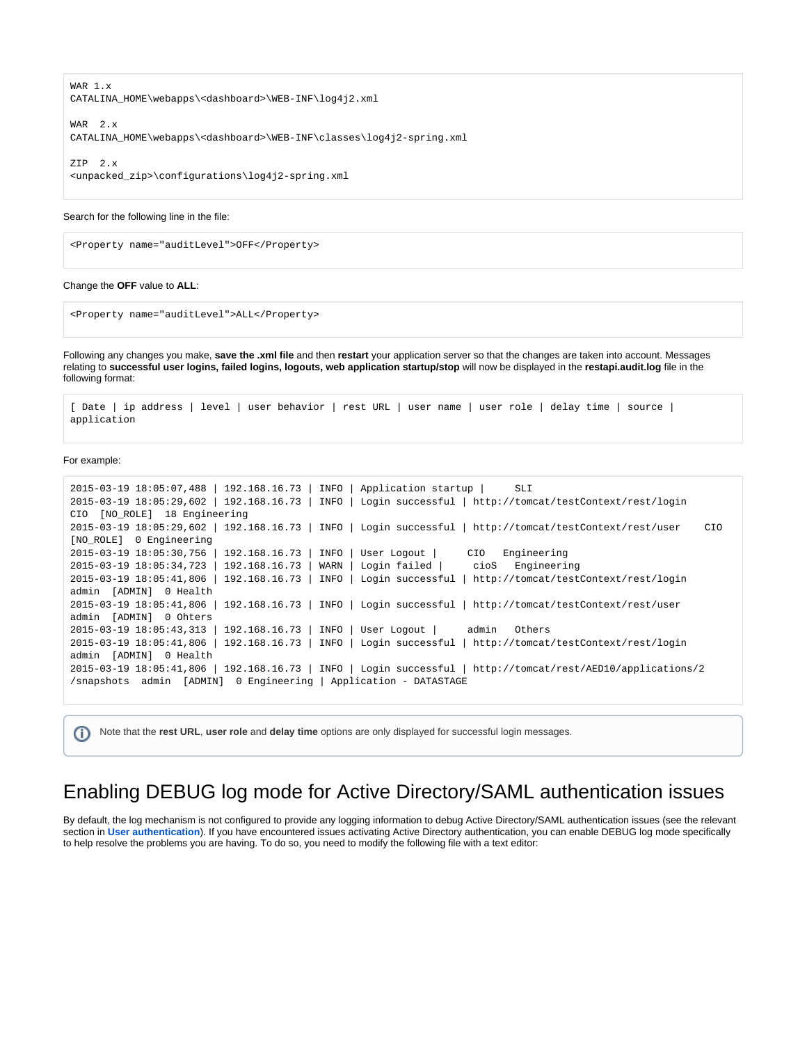```
WAR 1.x
CATALINA_HOME\webapps\<dashboard>\WEB-INF\log4j2.xml

WAR  2.x
CATALINA_HOME\webapps\<dashboard>\WEB-INF\classes\log4j2-spring.xml

ZIP  2.x
<unpacked_zip>\configurations\log4j2-spring.xml
```

Search for the following line in the file:

```
<Property name="auditLevel">OFF</Property>
```

Change the **OFF** value to **ALL**:

```
<Property name="auditLevel">ALL</Property>
```

Following any changes you make, **save the .xml file** and then **restart** your application server so that the changes are taken into account. Messages relating to **successful user logins, failed logins, logouts, web application startup/stop** will now be displayed in the **restapi.audit.log** file in the following format:

```
[ Date | ip address | level | user behavior | rest URL | user name | user role | delay time | source | application
```

For example:

```
2015-03-19 18:05:07,488 | 192.168.16.73 | INFO | Application startup |     SLI
2015-03-19 18:05:29,602 | 192.168.16.73 | INFO | Login successful | http://tomcat/testContext/rest/login
CIO  [NO_ROLE]  18 Engineering
2015-03-19 18:05:29,602 | 192.168.16.73 | INFO | Login successful | http://tomcat/testContext/rest/user    CIO
[NO_ROLE]  0 Engineering
2015-03-19 18:05:30,756 | 192.168.16.73 | INFO | User Logout |     CIO   Engineering
2015-03-19 18:05:34,723 | 192.168.16.73 | WARN | Login failed |     cioS   Engineering
2015-03-19 18:05:41,806 | 192.168.16.73 | INFO | Login successful | http://tomcat/testContext/rest/login
admin  [ADMIN]  0 Health
2015-03-19 18:05:41,806 | 192.168.16.73 | INFO | Login successful | http://tomcat/testContext/rest/user
admin  [ADMIN]  0 Ohters
2015-03-19 18:05:43,313 | 192.168.16.73 | INFO | User Logout |     admin   Others
2015-03-19 18:05:41,806 | 192.168.16.73 | INFO | Login successful | http://tomcat/testContext/rest/login
admin  [ADMIN]  0 Health
2015-03-19 18:05:41,806 | 192.168.16.73 | INFO | Login successful | http://tomcat/rest/AED10/applications/2
/snapshots  admin  [ADMIN]  0 Engineering | Application - DATASTAGE
```

Note that the **rest URL**, **user role** and **delay time** options are only displayed for successful login messages.

## Enabling DEBUG log mode for Active Directory/SAML authentication issues

By default, the log mechanism is not configured to provide any logging information to debug Active Directory/SAML authentication issues (see the relevant section in **User authentication**). If you have encountered issues activating Active Directory authentication, you can enable DEBUG log mode specifically to help resolve the problems you are having. To do so, you need to modify the following file with a text editor: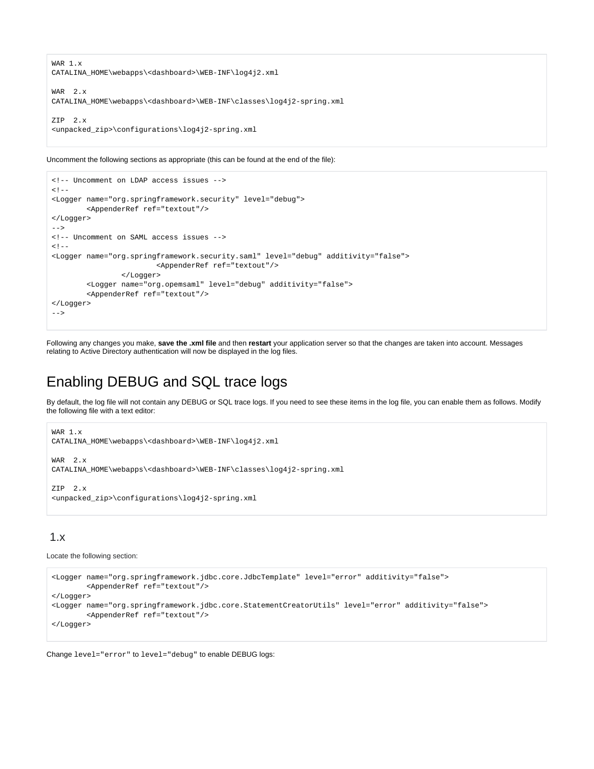```
WAR 1.x
CATALINA_HOME\webapps\<dashboard>\WEB-INF\log4j2.xml

WAR  2.x
CATALINA_HOME\webapps\<dashboard>\WEB-INF\classes\log4j2-spring.xml

ZIP  2.x
<unpacked_zip>\configurations\log4j2-spring.xml
```

Uncomment the following sections as appropriate (this can be found at the end of the file):

```
<!-- Uncomment on LDAP access issues -->
<!--
<Logger name="org.springframework.security" level="debug">
        <AppenderRef ref="textout"/>
</Logger>
-->
<!-- Uncomment on SAML access issues -->
<!--
<Logger name="org.springframework.security.saml" level="debug" additivity="false">
                        <AppenderRef ref="textout"/>
                </Logger>
        <Logger name="org.opensaml" level="debug" additivity="false">
        <AppenderRef ref="textout"/>
</Logger>
-->
```

Following any changes you make, **save the .xml file** and then **restart** your application server so that the changes are taken into account. Messages relating to Active Directory authentication will now be displayed in the log files.

# Enabling DEBUG and SQL trace logs

By default, the log file will not contain any DEBUG or SQL trace logs. If you need to see these items in the log file, you can enable them as follows. Modify the following file with a text editor:

```
WAR 1.x
CATALINA_HOME\webapps\<dashboard>\WEB-INF\log4j2.xml

WAR  2.x
CATALINA_HOME\webapps\<dashboard>\WEB-INF\classes\log4j2-spring.xml

ZIP  2.x
<unpacked_zip>\configurations\log4j2-spring.xml
```

## 1.x

Locate the following section:

```
<Logger name="org.springframework.jdbc.core.JdbcTemplate" level="error" additivity="false">
        <AppenderRef ref="textout"/>
</Logger>
<Logger name="org.springframework.jdbc.core.StatementCreatorUtils" level="error" additivity="false">
        <AppenderRef ref="textout"/>
</Logger>
```

Change `level="error"` to `level="debug"` to enable DEBUG logs: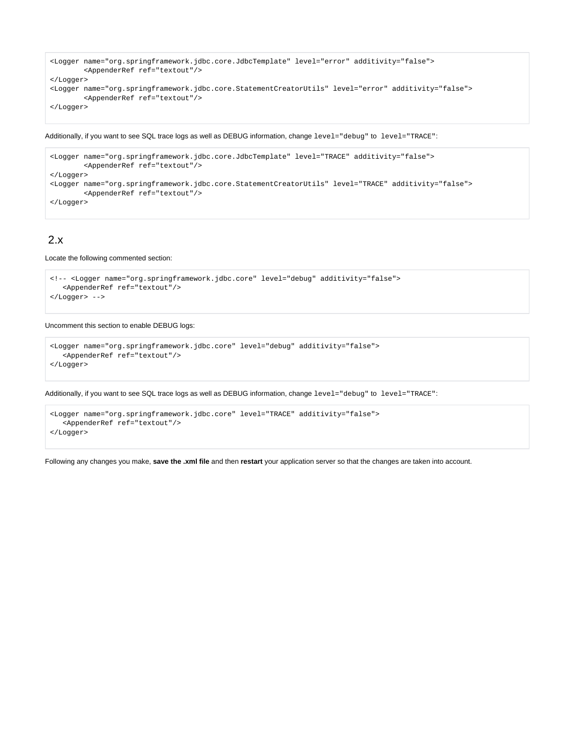```
<Logger name="org.springframework.jdbc.core.JdbcTemplate" level="error" additivity="false">
        <AppenderRef ref="textout"/>
</Logger>
<Logger name="org.springframework.jdbc.core.StatementCreatorUtils" level="error" additivity="false">
        <AppenderRef ref="textout"/>
</Logger>
```

Additionally, if you want to see SQL trace logs as well as DEBUG information, change `level="debug"` to `level="TRACE"`:

```
<Logger name="org.springframework.jdbc.core.JdbcTemplate" level="TRACE" additivity="false">
        <AppenderRef ref="textout"/>
</Logger>
<Logger name="org.springframework.jdbc.core.StatementCreatorUtils" level="TRACE" additivity="false">
        <AppenderRef ref="textout"/>
</Logger>
```

## 2.x

Locate the following commented section:

```
<!-- <Logger name="org.springframework.jdbc.core" level="debug" additivity="false">
   <AppenderRef ref="textout"/>
</Logger> -->
```

Uncomment this section to enable DEBUG logs:

```
<Logger name="org.springframework.jdbc.core" level="debug" additivity="false">
   <AppenderRef ref="textout"/>
</Logger>
```

Additionally, if you want to see SQL trace logs as well as DEBUG information, change `level="debug"` to `level="TRACE"`:

```
<Logger name="org.springframework.jdbc.core" level="TRACE" additivity="false">
   <AppenderRef ref="textout"/>
</Logger>
```

Following any changes you make, **save the .xml file** and then **restart** your application server so that the changes are taken into account.